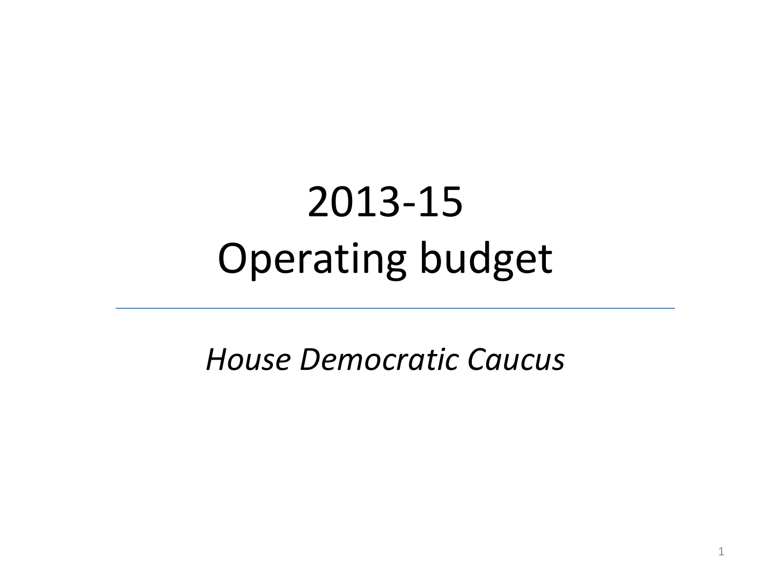# 2013-15 Operating budget

*House Democratic Caucus*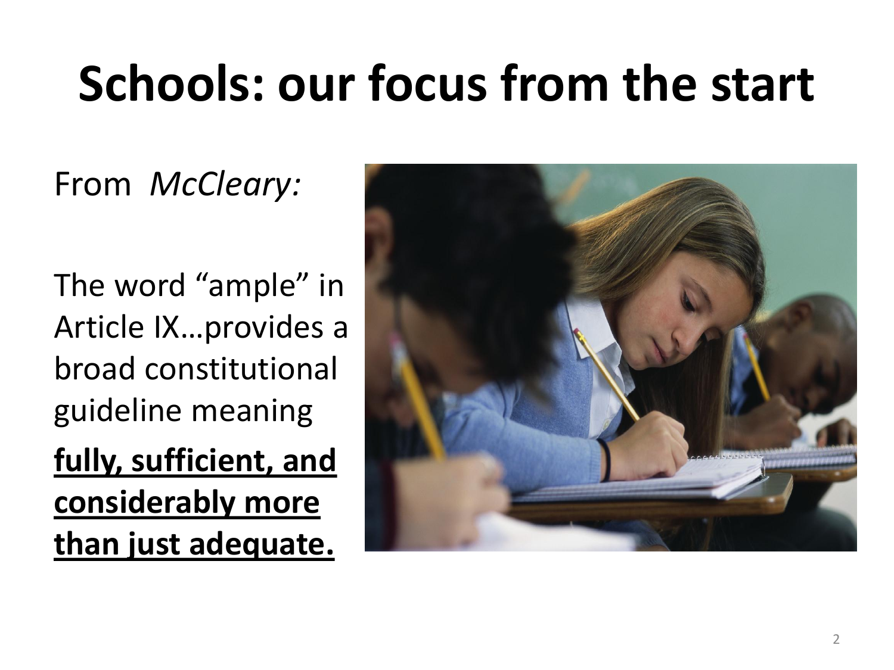# Schools: our focus from the start

From *McCleary:*

The word "ample" in Article IX…provides a broad constitutional guideline meaning

<u>**fully, sufficient, and considerably more than just adequate.**</u>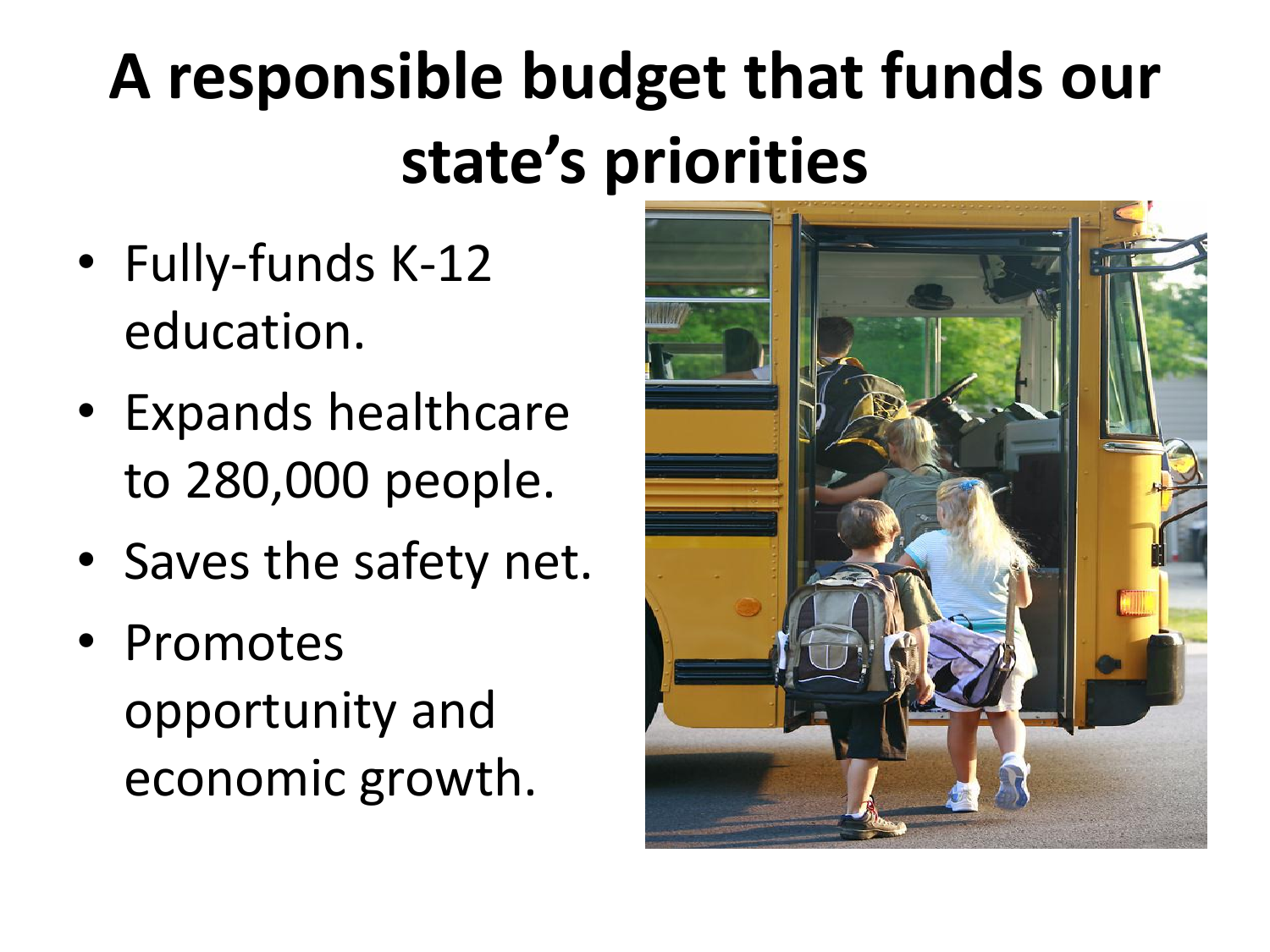# A responsible budget that funds our state's priorities

- Fully-funds K-12 education.
- Expands healthcare to 280,000 people.
- Saves the safety net.
- Promotes opportunity and economic growth.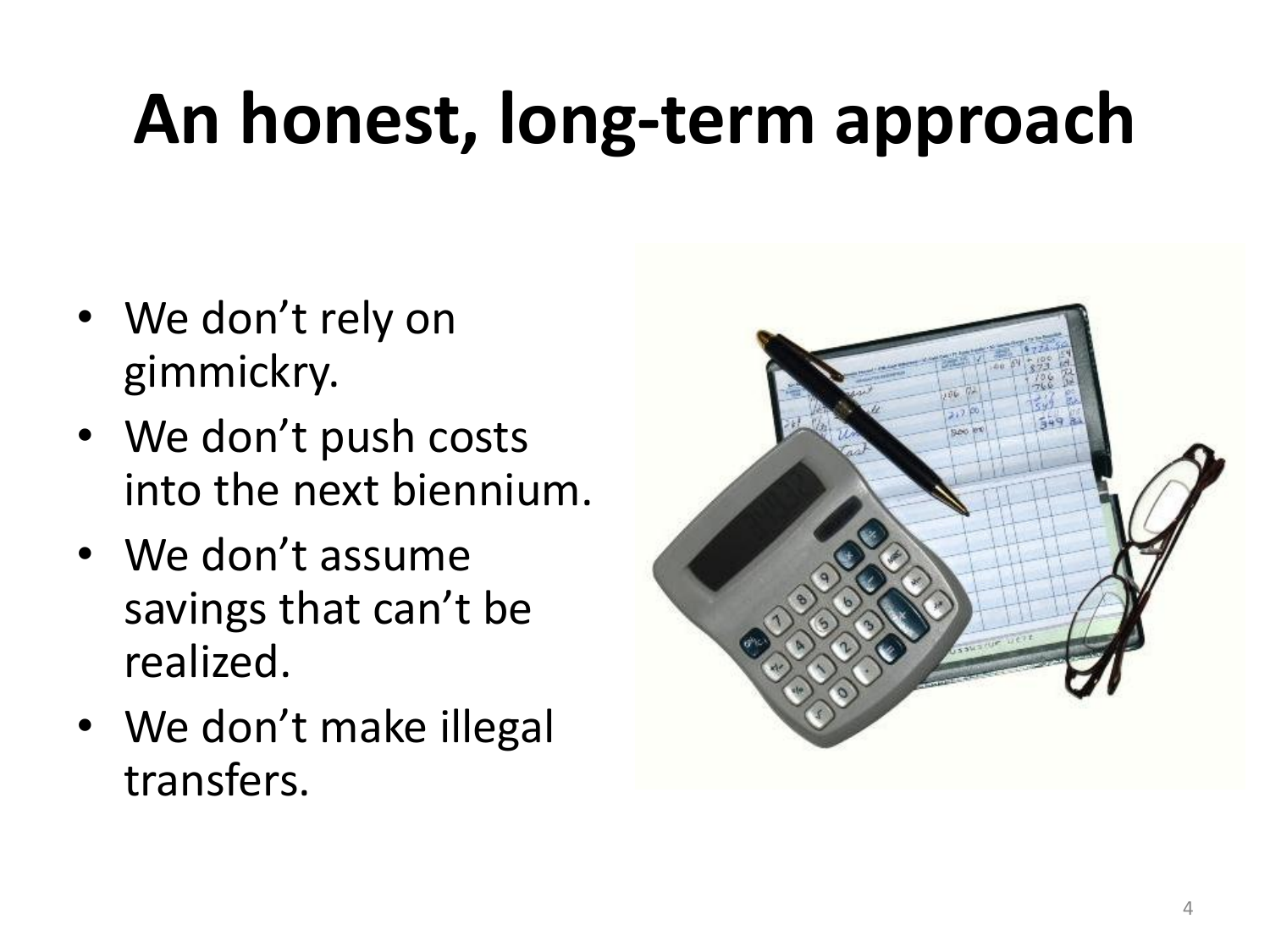# An honest, long-term approach

- We don’t rely on gimmickry.
- We don’t push costs into the next biennium.
- We don’t assume savings that can’t be realized.
- We don’t make illegal transfers.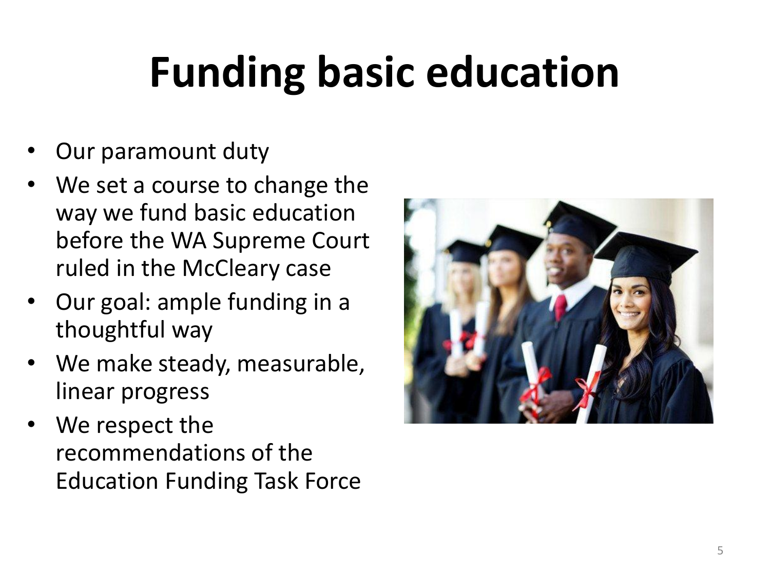# Funding basic education

- Our paramount duty
- We set a course to change the way we fund basic education before the WA Supreme Court ruled in the McCleary case
- Our goal: ample funding in a thoughtful way
- We make steady, measurable, linear progress
- We respect the recommendations of the Education Funding Task Force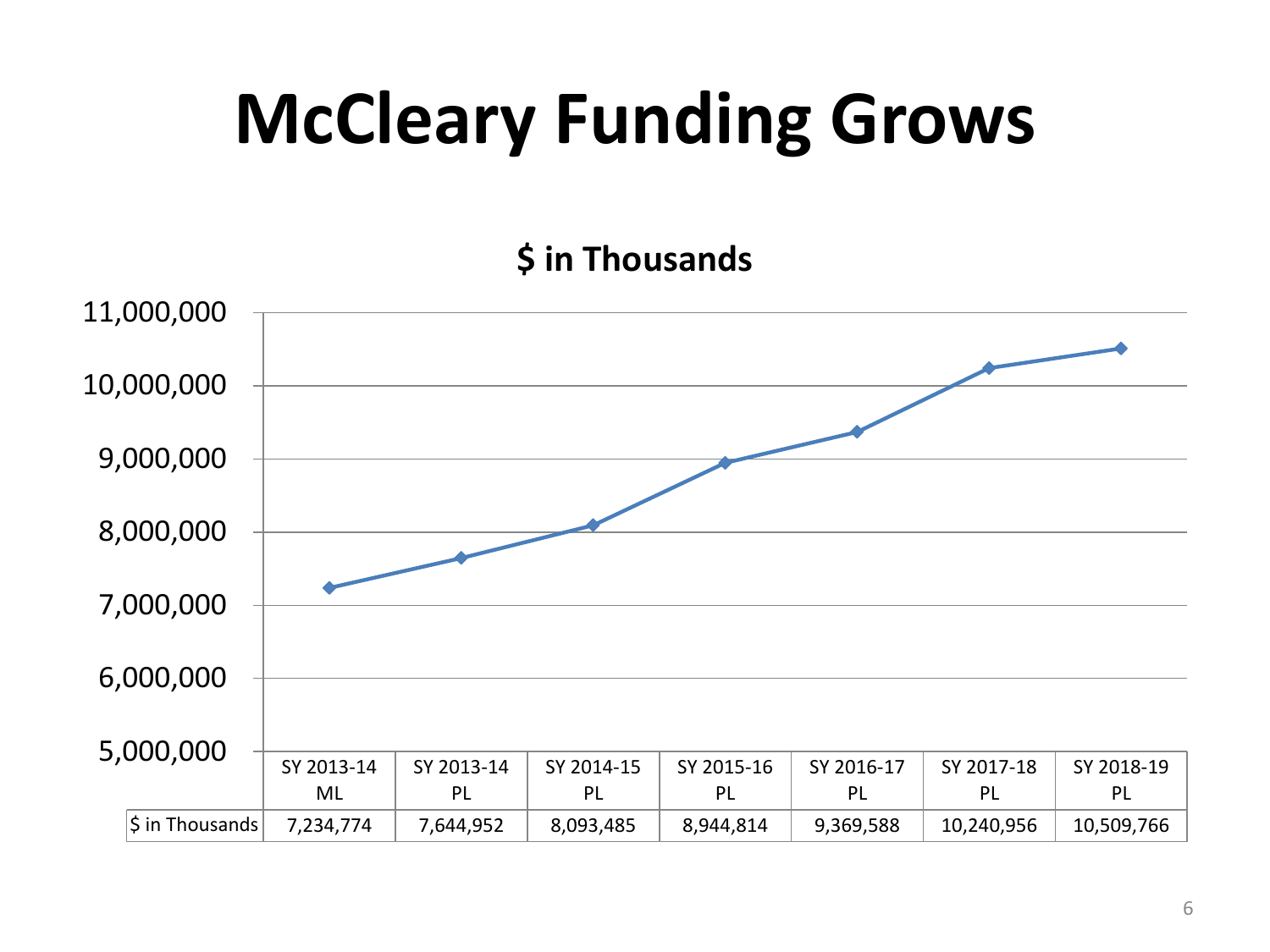# McCleary Funding Grows

**$ in Thousands**

| | SY 2013-14 ML | SY 2013-14 PL | SY 2014-15 PL | SY 2015-16 PL | SY 2016-17 PL | SY 2017-18 PL | SY 2018-19 PL |
|---|---|---|---|---|---|---|---|
| $ in Thousands | 7,234,774 | 7,644,952 | 8,093,485 | 8,944,814 | 9,369,588 | 10,240,956 | 10,509,766 |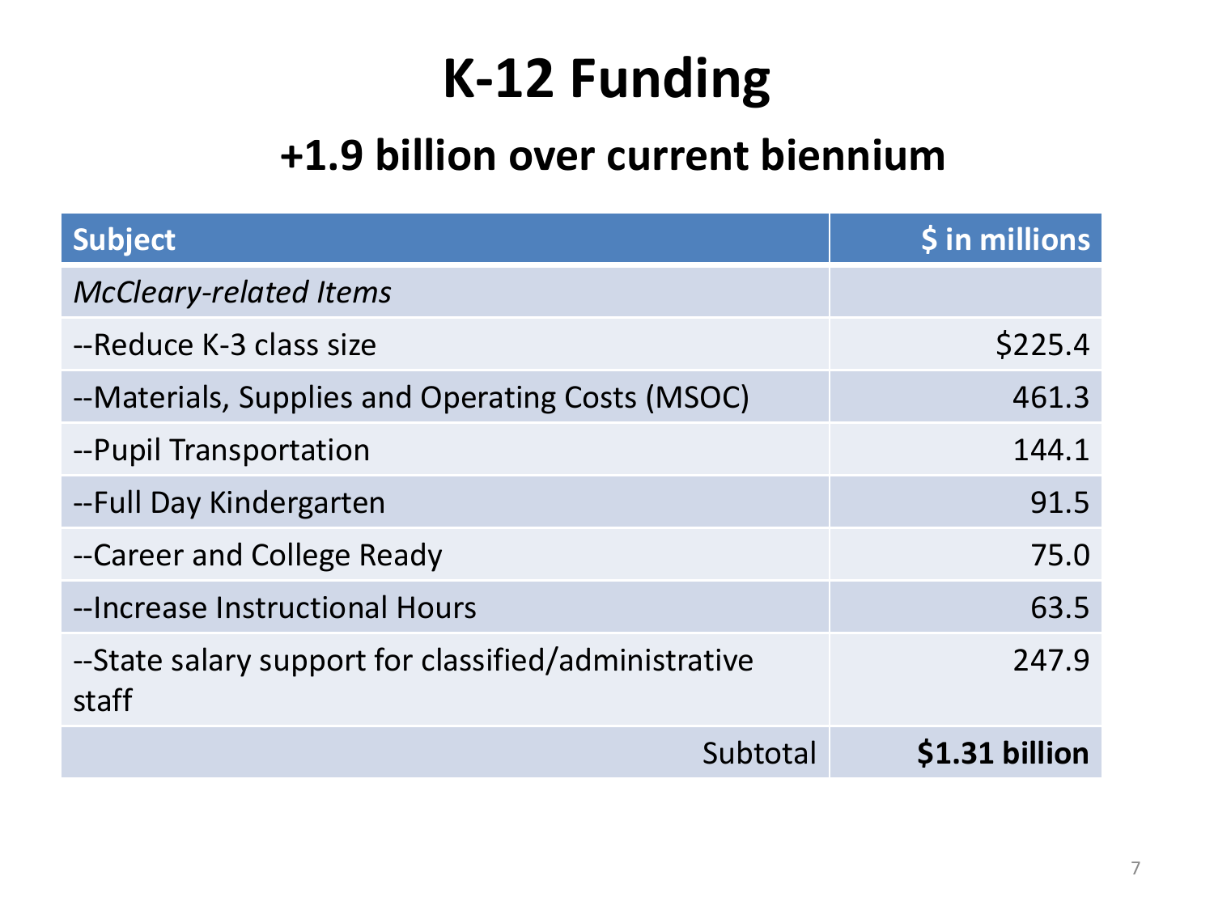# K-12 Funding

## +1.9 billion over current biennium

| Subject | $ in millions |
|---|---:|
| *McCleary-related Items* | |
| --Reduce K-3 class size | $225.4 |
| --Materials, Supplies and Operating Costs (MSOC) | 461.3 |
| --Pupil Transportation | 144.1 |
| --Full Day Kindergarten | 91.5 |
| --Career and College Ready | 75.0 |
| --Increase Instructional Hours | 63.5 |
| --State salary support for classified/administrative staff | 247.9 |
| Subtotal | **$1.31 billion** |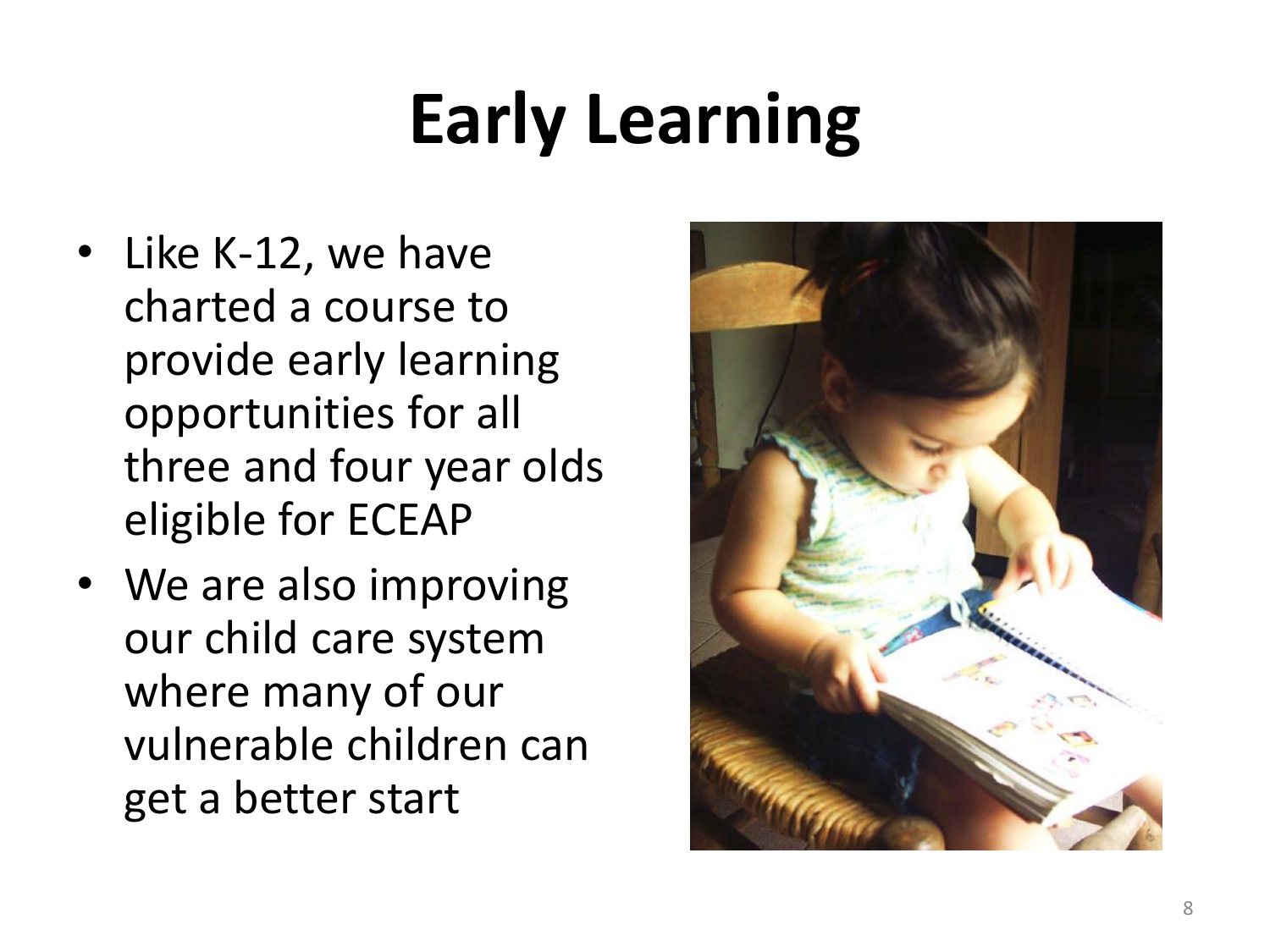# Early Learning

- Like K-12, we have charted a course to provide early learning opportunities for all three and four year olds eligible for ECEAP
- We are also improving our child care system where many of our vulnerable children can get a better start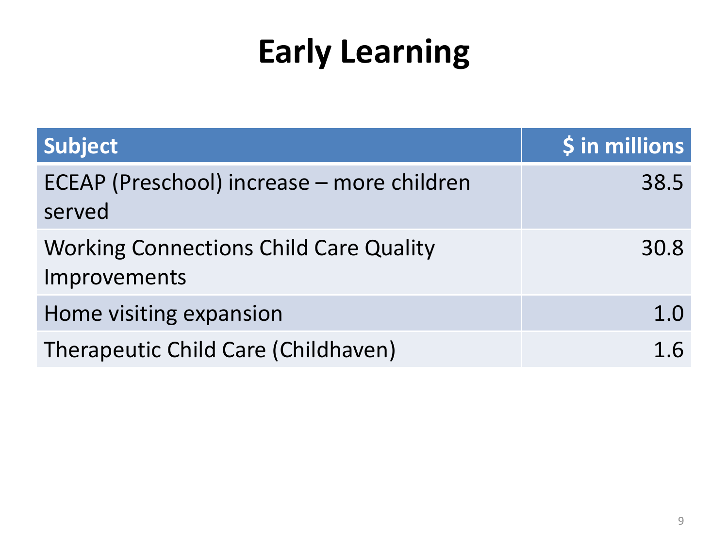# Early Learning

| Subject | $ in millions |
| --- | ---: |
| ECEAP (Preschool) increase – more children served | 38.5 |
| Working Connections Child Care Quality Improvements | 30.8 |
| Home visiting expansion | 1.0 |
| Therapeutic Child Care (Childhaven) | 1.6 |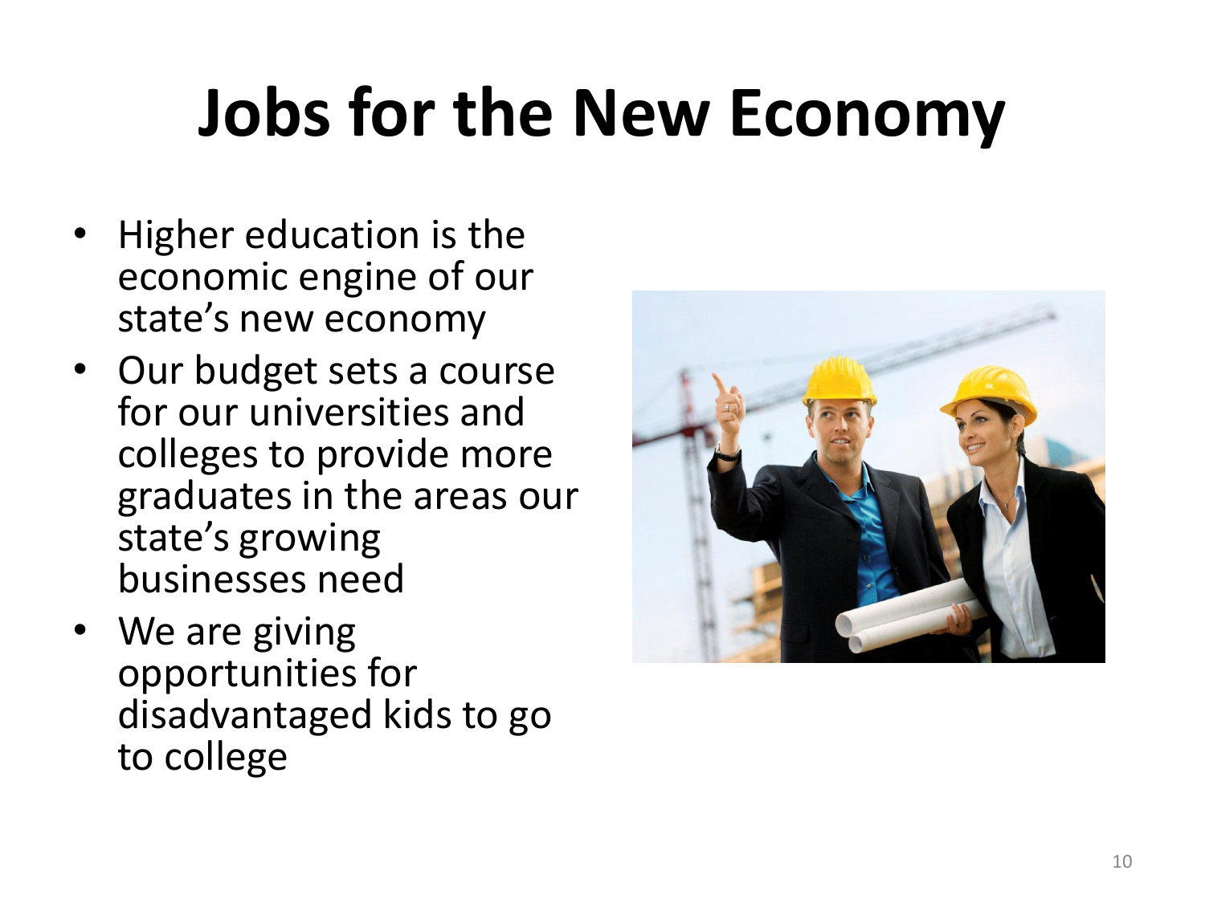# Jobs for the New Economy

- Higher education is the economic engine of our state's new economy
- Our budget sets a course for our universities and colleges to provide more graduates in the areas our state's growing businesses need
- We are giving opportunities for disadvantaged kids to go to college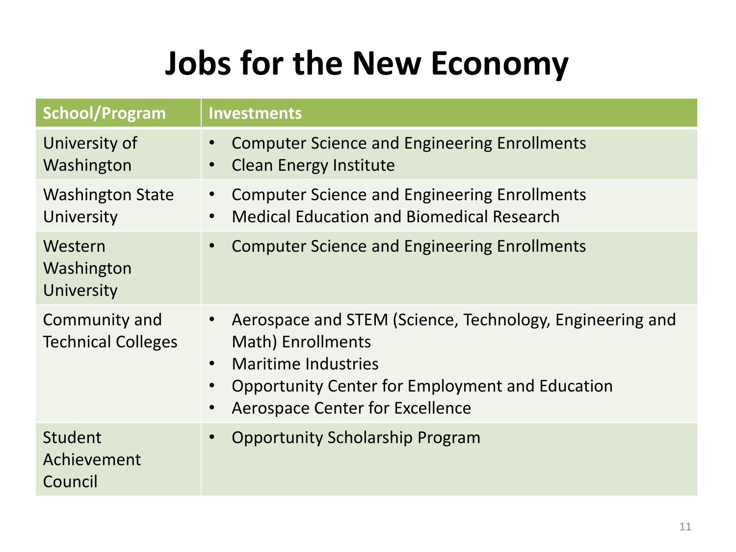# Jobs for the New Economy

| School/Program | Investments |
|---|---|
| University of Washington | • Computer Science and Engineering Enrollments<br>• Clean Energy Institute |
| Washington State University | • Computer Science and Engineering Enrollments<br>• Medical Education and Biomedical Research |
| Western Washington University | • Computer Science and Engineering Enrollments |
| Community and Technical Colleges | • Aerospace and STEM (Science, Technology, Engineering and Math) Enrollments<br>• Maritime Industries<br>• Opportunity Center for Employment and Education<br>• Aerospace Center for Excellence |
| Student Achievement Council | • Opportunity Scholarship Program |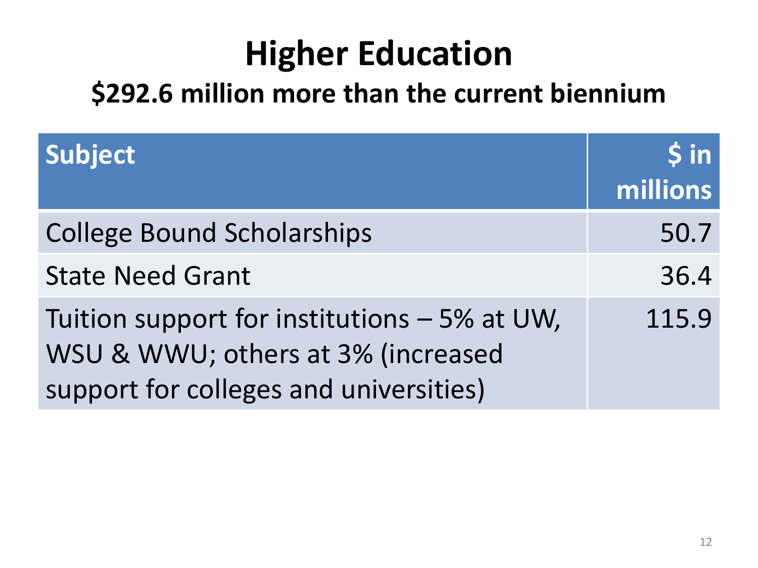# Higher Education

## $292.6 million more than the current biennium

| Subject | $ in millions |
| --- | --- |
| College Bound Scholarships | 50.7 |
| State Need Grant | 36.4 |
| Tuition support for institutions – 5% at UW, WSU & WWU; others at 3% (increased support for colleges and universities) | 115.9 |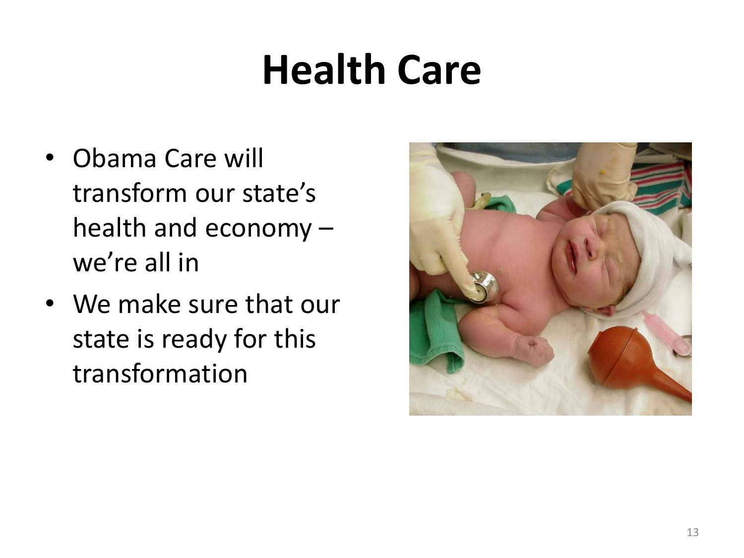# Health Care

- Obama Care will transform our state's health and economy – we're all in
- We make sure that our state is ready for this transformation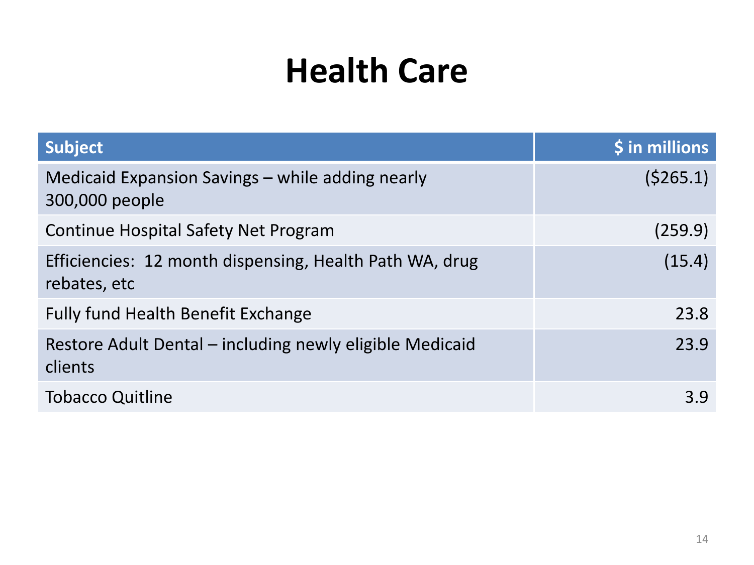# Health Care

| Subject | $ in millions |
| --- | ---: |
| Medicaid Expansion Savings – while adding nearly 300,000 people | ($265.1) |
| Continue Hospital Safety Net Program | (259.9) |
| Efficiencies: 12 month dispensing, Health Path WA, drug rebates, etc | (15.4) |
| Fully fund Health Benefit Exchange | 23.8 |
| Restore Adult Dental – including newly eligible Medicaid clients | 23.9 |
| Tobacco Quitline | 3.9 |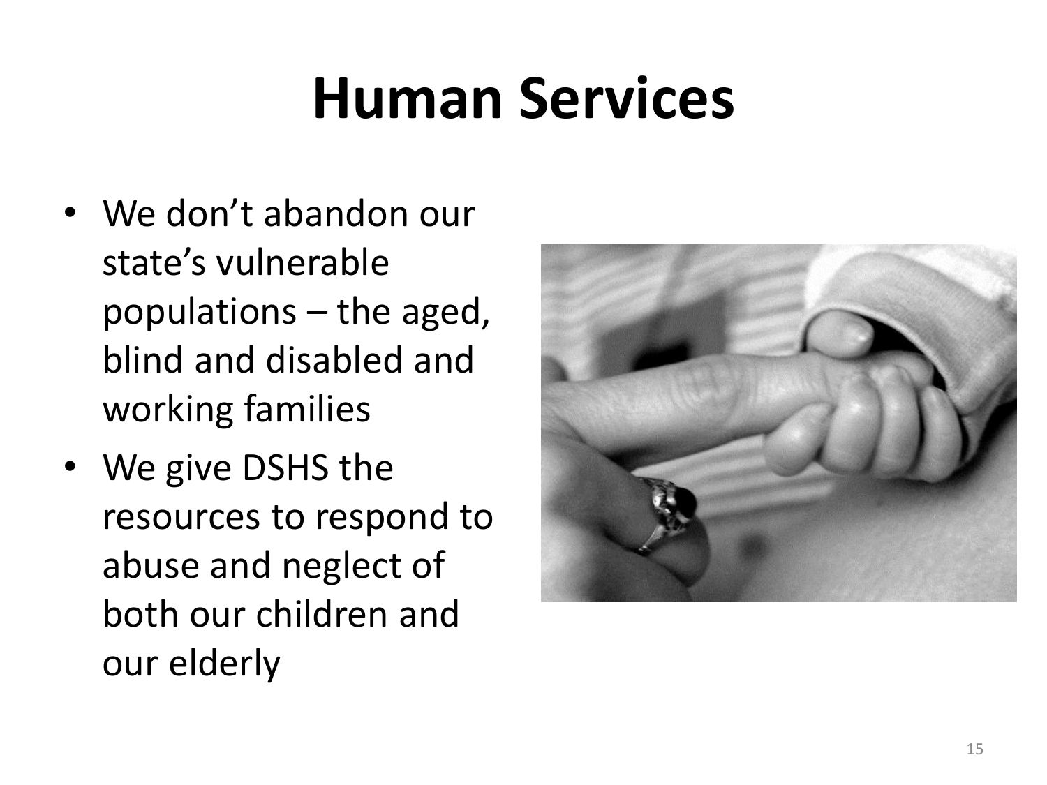# Human Services

- We don't abandon our state's vulnerable populations – the aged, blind and disabled and working families
- We give DSHS the resources to respond to abuse and neglect of both our children and our elderly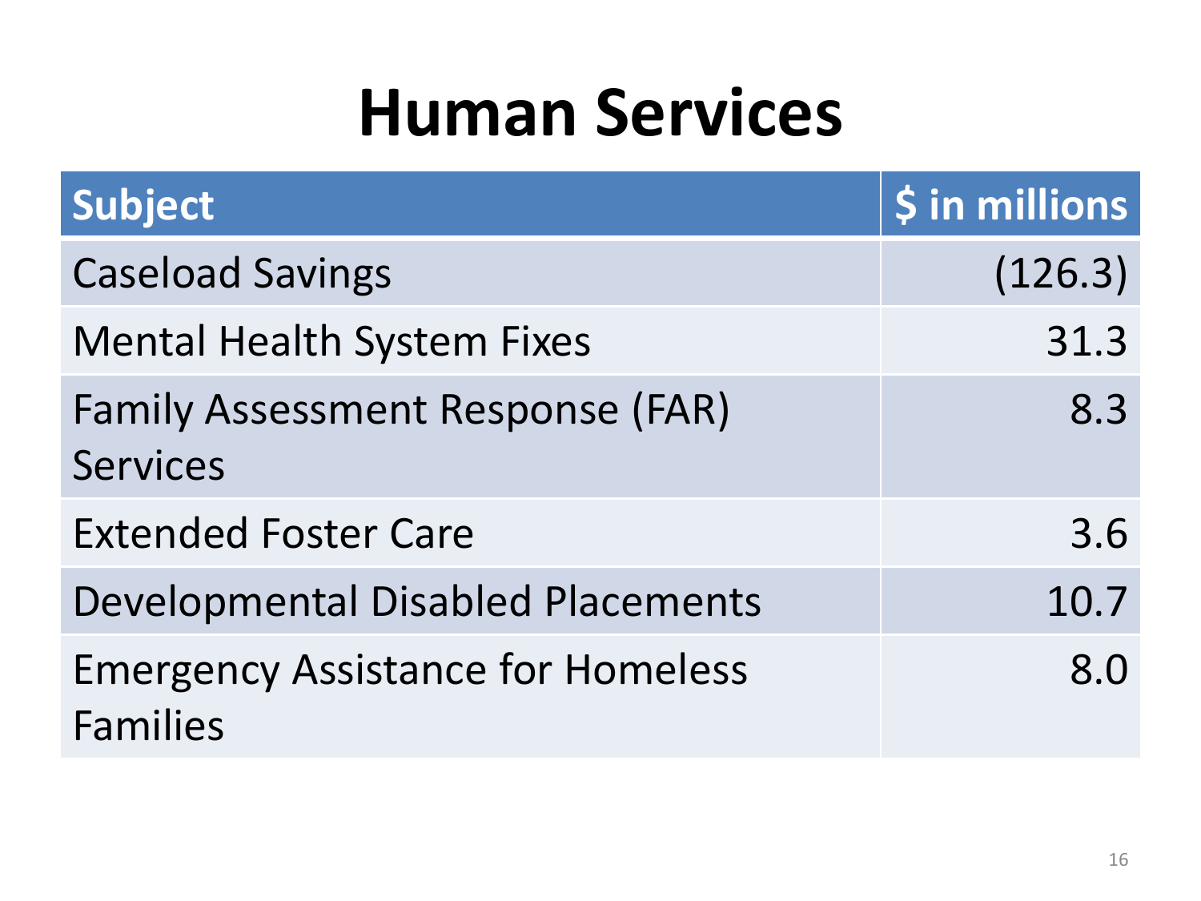# Human Services

| Subject | $ in millions |
|---|---:|
| Caseload Savings | (126.3) |
| Mental Health System Fixes | 31.3 |
| Family Assessment Response (FAR) Services | 8.3 |
| Extended Foster Care | 3.6 |
| Developmental Disabled Placements | 10.7 |
| Emergency Assistance for Homeless Families | 8.0 |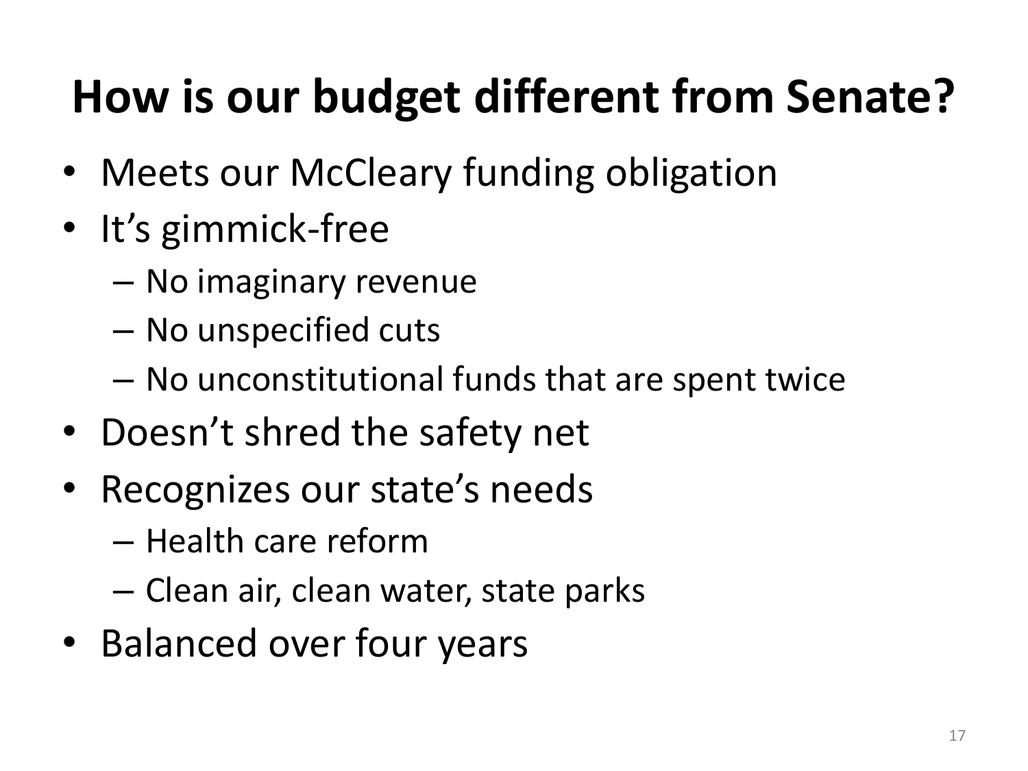# How is our budget different from Senate?

- Meets our McCleary funding obligation
- It's gimmick-free
  - No imaginary revenue
  - No unspecified cuts
  - No unconstitutional funds that are spent twice
- Doesn't shred the safety net
- Recognizes our state's needs
  - Health care reform
  - Clean air, clean water, state parks
- Balanced over four years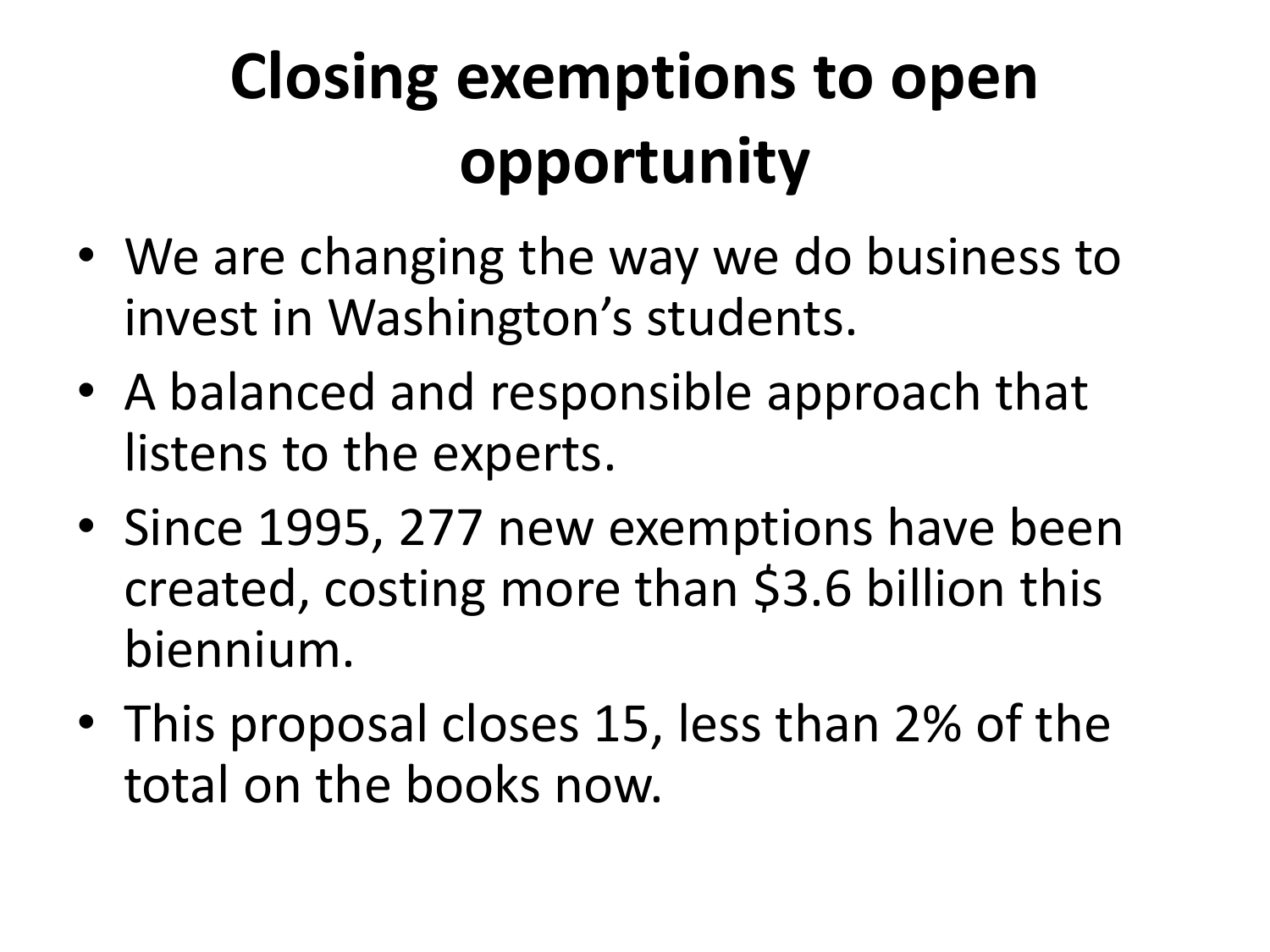# Closing exemptions to open opportunity

- We are changing the way we do business to invest in Washington's students.
- A balanced and responsible approach that listens to the experts.
- Since 1995, 277 new exemptions have been created, costing more than $3.6 billion this biennium.
- This proposal closes 15, less than 2% of the total on the books now.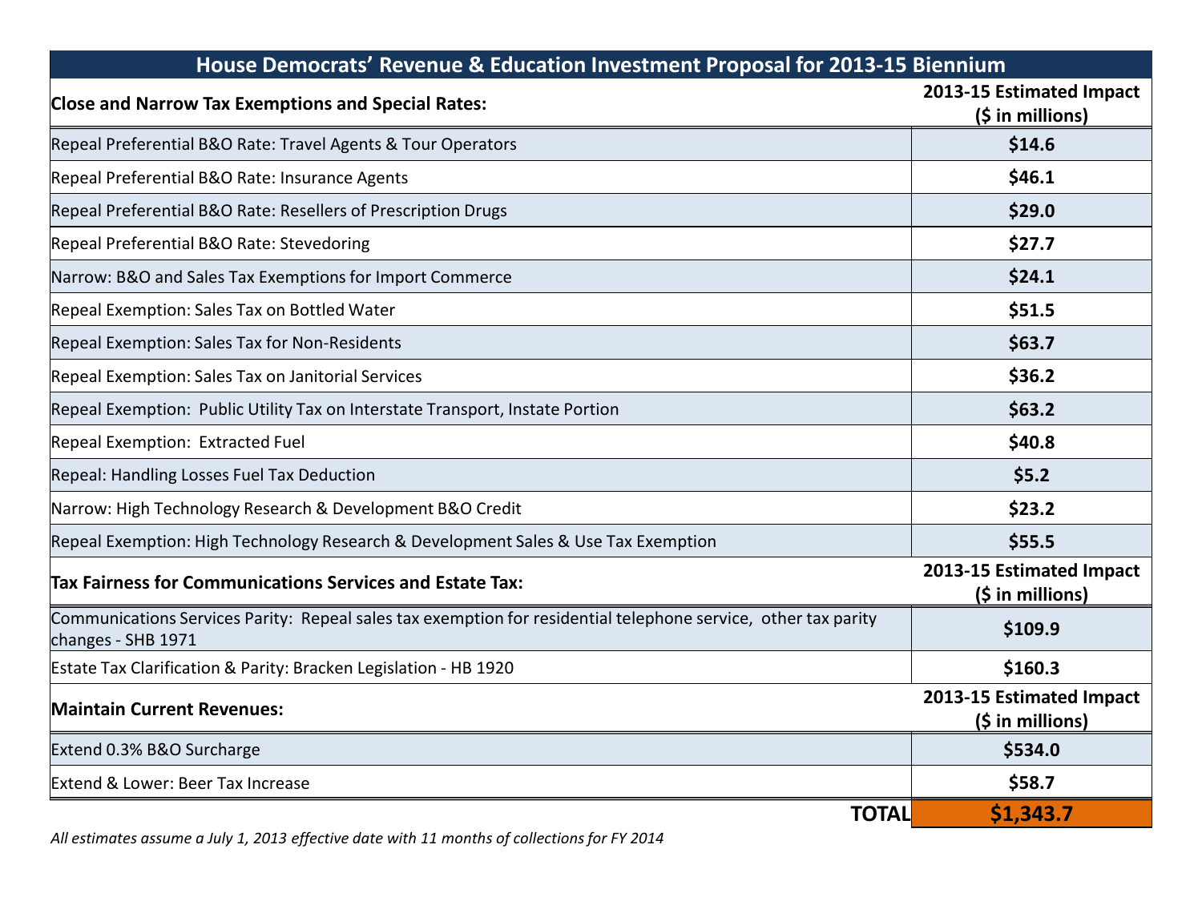# House Democrats' Revenue & Education Investment Proposal for 2013-15 Biennium

| **Close and Narrow Tax Exemptions and Special Rates:** | **2013-15 Estimated Impact ($ in millions)** |
|---|---|
| Repeal Preferential B&O Rate: Travel Agents & Tour Operators | **$14.6** |
| Repeal Preferential B&O Rate: Insurance Agents | **$46.1** |
| Repeal Preferential B&O Rate: Resellers of Prescription Drugs | **$29.0** |
| Repeal Preferential B&O Rate: Stevedoring | **$27.7** |
| Narrow: B&O and Sales Tax Exemptions for Import Commerce | **$24.1** |
| Repeal Exemption: Sales Tax on Bottled Water | **$51.5** |
| Repeal Exemption: Sales Tax for Non-Residents | **$63.7** |
| Repeal Exemption: Sales Tax on Janitorial Services | **$36.2** |
| Repeal Exemption: Public Utility Tax on Interstate Transport, Instate Portion | **$63.2** |
| Repeal Exemption: Extracted Fuel | **$40.8** |
| Repeal: Handling Losses Fuel Tax Deduction | **$5.2** |
| Narrow: High Technology Research & Development B&O Credit | **$23.2** |
| Repeal Exemption: High Technology Research & Development Sales & Use Tax Exemption | **$55.5** |
| **Tax Fairness for Communications Services and Estate Tax:** | **2013-15 Estimated Impact ($ in millions)** |
| Communications Services Parity: Repeal sales tax exemption for residential telephone service, other tax parity changes - SHB 1971 | **$109.9** |
| Estate Tax Clarification & Parity: Bracken Legislation - HB 1920 | **$160.3** |
| **Maintain Current Revenues:** | **2013-15 Estimated Impact ($ in millions)** |
| Extend 0.3% B&O Surcharge | **$534.0** |
| Extend & Lower: Beer Tax Increase | **$58.7** |
| **TOTAL** | **$1,343.7** |

*All estimates assume a July 1, 2013 effective date with 11 months of collections for FY 2014*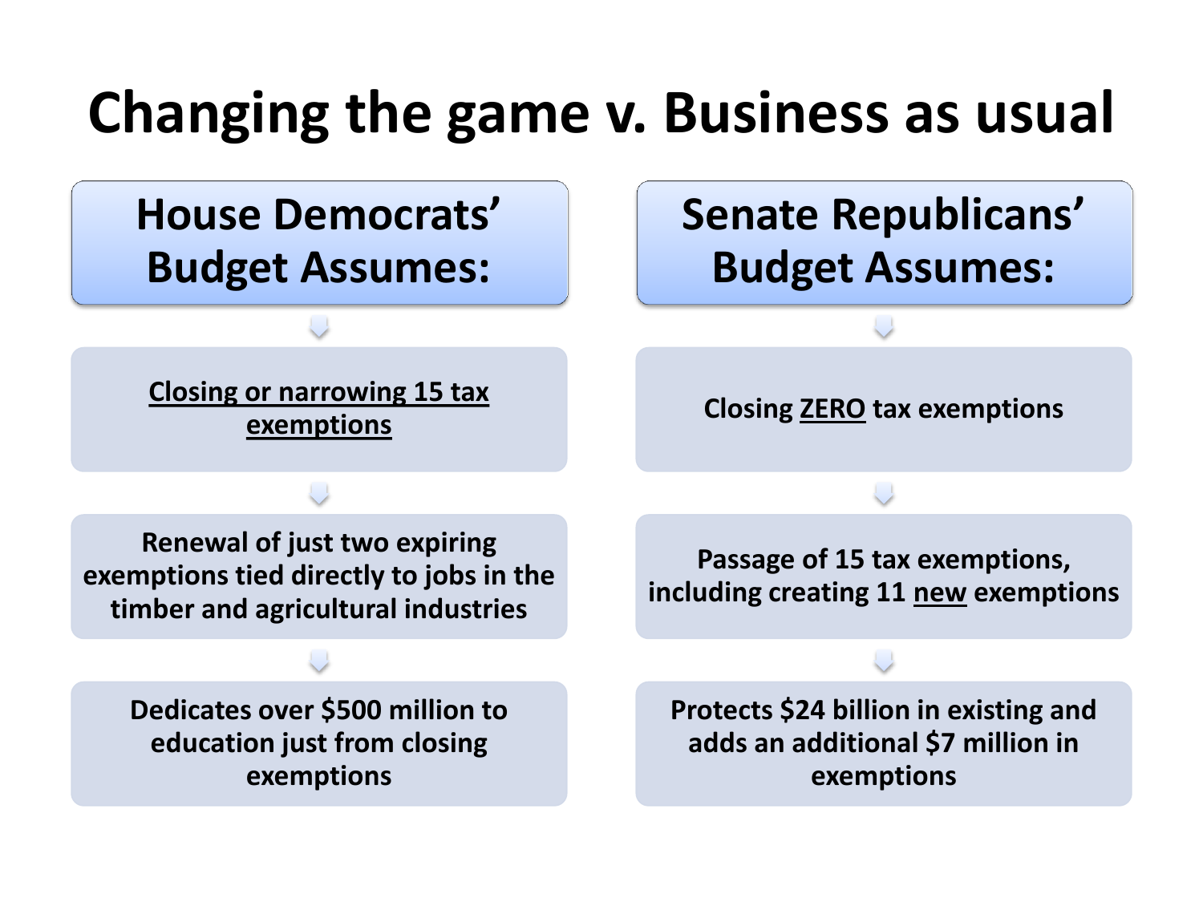# Changing the game v. Business as usual

## House Democrats' Budget Assumes:

- <u>Closing or narrowing 15 tax exemptions</u>
- Renewal of just two expiring exemptions tied directly to jobs in the timber and agricultural industries
- Dedicates over $500 million to education just from closing exemptions

## Senate Republicans' Budget Assumes:

- Closing <u>ZERO</u> tax exemptions
- Passage of 15 tax exemptions, including creating 11 <u>new</u> exemptions
- Protects $24 billion in existing and adds an additional $7 million in exemptions